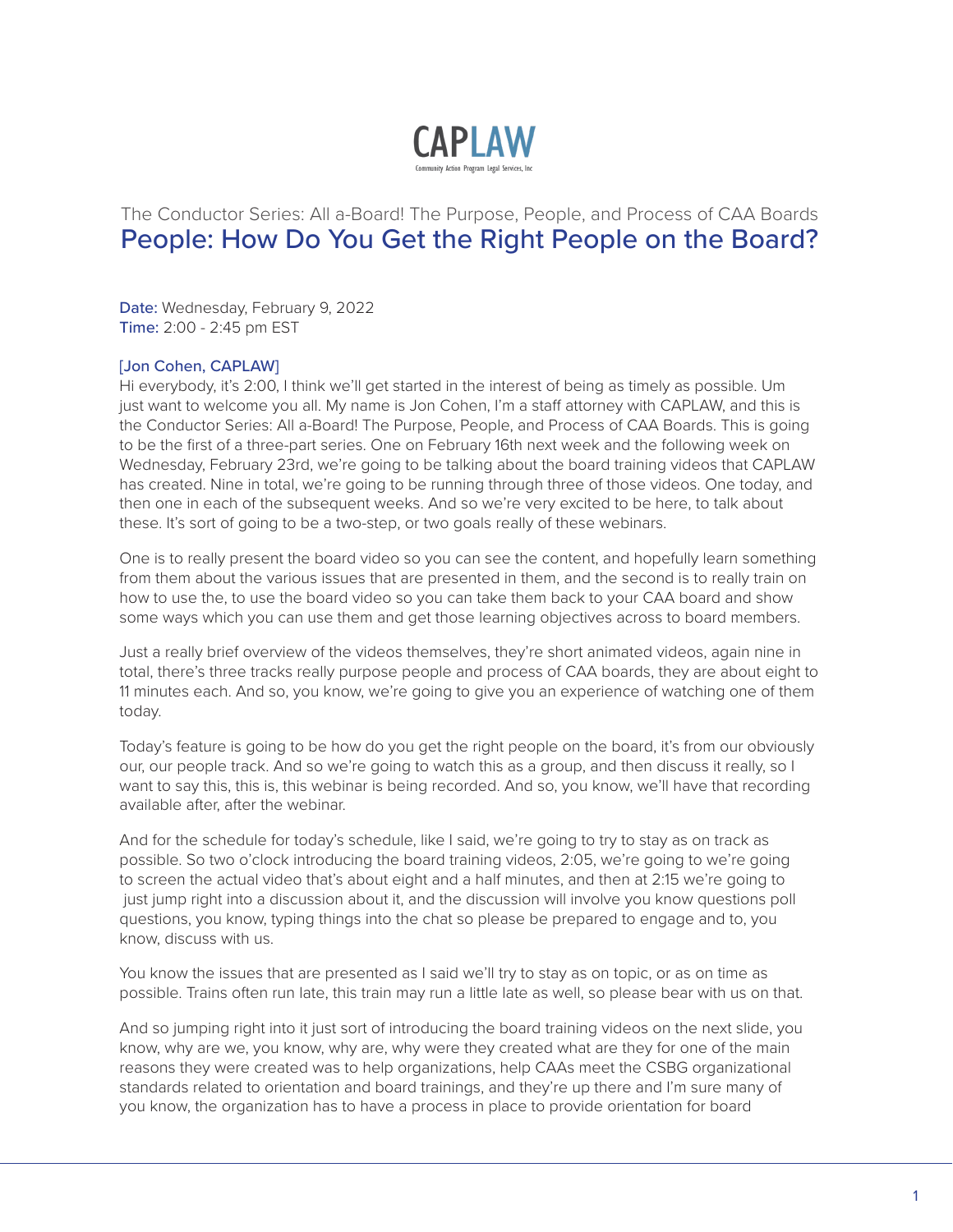CAPLAW

Community Action Program Legal Services, Inc

The Conductor Series: All a-Board! The Purpose, People, and Process of CAA Boards

# People: How Do You Get the Right People on the Board?

**Date:** Wednesday, February 9, 2022
**Time:** 2:00 - 2:45 pm EST

**[Jon Cohen, CAPLAW]**

Hi everybody, it's 2:00, I think we'll get started in the interest of being as timely as possible. Um just want to welcome you all. My name is Jon Cohen, I'm a staff attorney with CAPLAW, and this is the Conductor Series: All a-Board! The Purpose, People, and Process of CAA Boards. This is going to be the first of a three-part series. One on February 16th next week and the following week on Wednesday, February 23rd, we're going to be talking about the board training videos that CAPLAW has created. Nine in total, we're going to be running through three of those videos. One today, and then one in each of the subsequent weeks. And so we're very excited to be here, to talk about these. It's sort of going to be a two-step, or two goals really of these webinars.

One is to really present the board video so you can see the content, and hopefully learn something from them about the various issues that are presented in them, and the second is to really train on how to use the, to use the board video so you can take them back to your CAA board and show some ways which you can use them and get those learning objectives across to board members.

Just a really brief overview of the videos themselves, they're short animated videos, again nine in total, there's three tracks really purpose people and process of CAA boards, they are about eight to 11 minutes each. And so, you know, we're going to give you an experience of watching one of them today.

Today's feature is going to be how do you get the right people on the board, it's from our obviously our, our people track. And so we're going to watch this as a group, and then discuss it really, so I want to say this, this is, this webinar is being recorded. And so, you know, we'll have that recording available after, after the webinar.

And for the schedule for today's schedule, like I said, we're going to try to stay as on track as possible. So two o'clock introducing the board training videos, 2:05, we're going to we're going to screen the actual video that's about eight and a half minutes, and then at 2:15 we're going to just jump right into a discussion about it, and the discussion will involve you know questions poll questions, you know, typing things into the chat so please be prepared to engage and to, you know, discuss with us.

You know the issues that are presented as I said we'll try to stay as on topic, or as on time as possible. Trains often run late, this train may run a little late as well, so please bear with us on that.

And so jumping right into it just sort of introducing the board training videos on the next slide, you know, why are we, you know, why are, why were they created what are they for one of the main reasons they were created was to help organizations, help CAAs meet the CSBG organizational standards related to orientation and board trainings, and they're up there and I'm sure many of you know, the organization has to have a process in place to provide orientation for board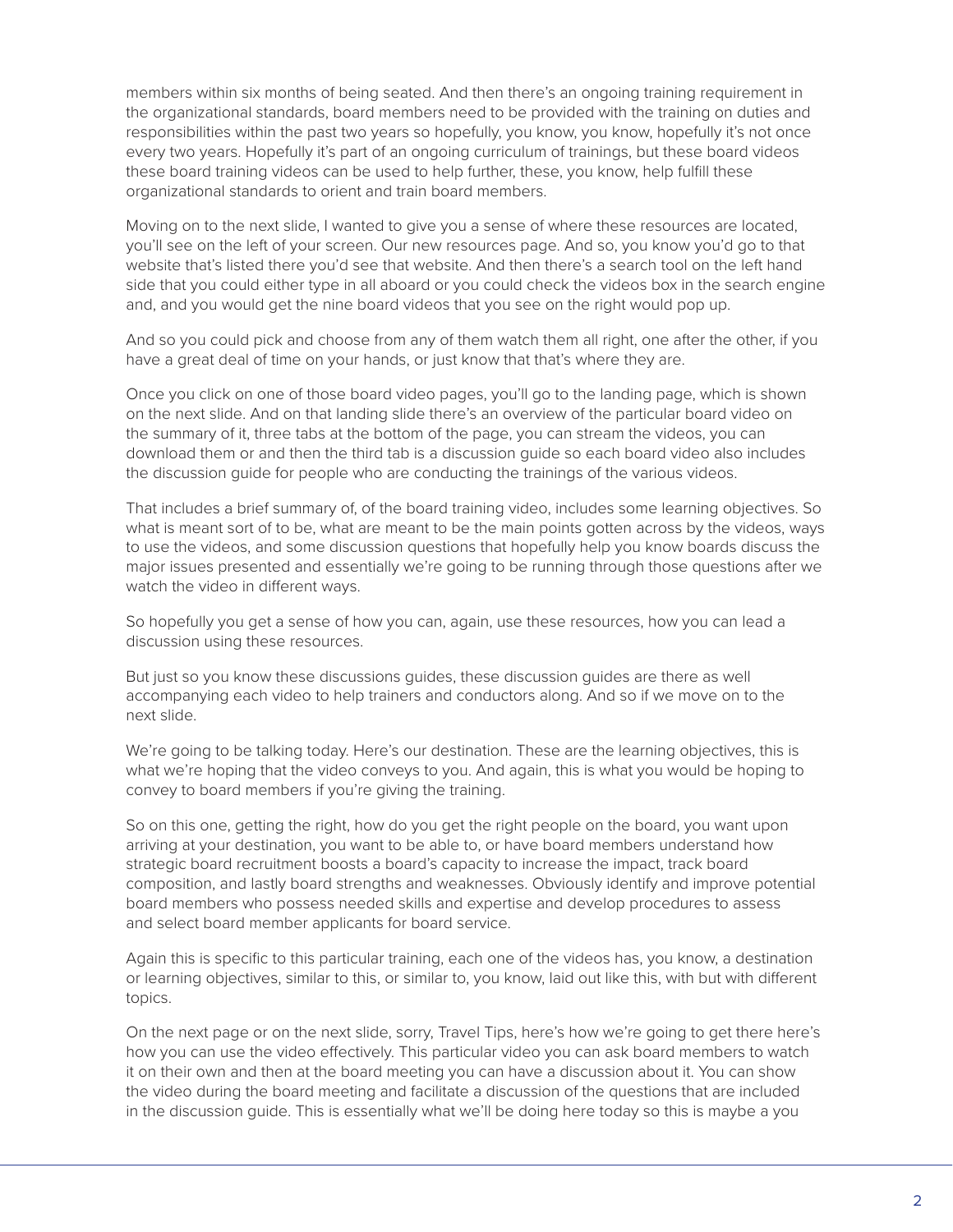members within six months of being seated. And then there's an ongoing training requirement in the organizational standards, board members need to be provided with the training on duties and responsibilities within the past two years so hopefully, you know, you know, hopefully it's not once every two years. Hopefully it's part of an ongoing curriculum of trainings, but these board videos these board training videos can be used to help further, these, you know, help fulfill these organizational standards to orient and train board members.

Moving on to the next slide, I wanted to give you a sense of where these resources are located, you'll see on the left of your screen. Our new resources page. And so, you know you'd go to that website that's listed there you'd see that website. And then there's a search tool on the left hand side that you could either type in all aboard or you could check the videos box in the search engine and, and you would get the nine board videos that you see on the right would pop up.

And so you could pick and choose from any of them watch them all right, one after the other, if you have a great deal of time on your hands, or just know that that's where they are.

Once you click on one of those board video pages, you'll go to the landing page, which is shown on the next slide. And on that landing slide there's an overview of the particular board video on the summary of it, three tabs at the bottom of the page, you can stream the videos, you can download them or and then the third tab is a discussion guide so each board video also includes the discussion guide for people who are conducting the trainings of the various videos.

That includes a brief summary of, of the board training video, includes some learning objectives. So what is meant sort of to be, what are meant to be the main points gotten across by the videos, ways to use the videos, and some discussion questions that hopefully help you know boards discuss the major issues presented and essentially we're going to be running through those questions after we watch the video in different ways.

So hopefully you get a sense of how you can, again, use these resources, how you can lead a discussion using these resources.

But just so you know these discussions guides, these discussion guides are there as well accompanying each video to help trainers and conductors along. And so if we move on to the next slide.

We're going to be talking today. Here's our destination. These are the learning objectives, this is what we're hoping that the video conveys to you. And again, this is what you would be hoping to convey to board members if you're giving the training.

So on this one, getting the right, how do you get the right people on the board, you want upon arriving at your destination, you want to be able to, or have board members understand how strategic board recruitment boosts a board's capacity to increase the impact, track board composition, and lastly board strengths and weaknesses. Obviously identify and improve potential board members who possess needed skills and expertise and develop procedures to assess and select board member applicants for board service.

Again this is specific to this particular training, each one of the videos has, you know, a destination or learning objectives, similar to this, or similar to, you know, laid out like this, with but with different topics.

On the next page or on the next slide, sorry, Travel Tips, here's how we're going to get there here's how you can use the video effectively. This particular video you can ask board members to watch it on their own and then at the board meeting you can have a discussion about it. You can show the video during the board meeting and facilitate a discussion of the questions that are included in the discussion guide. This is essentially what we'll be doing here today so this is maybe a you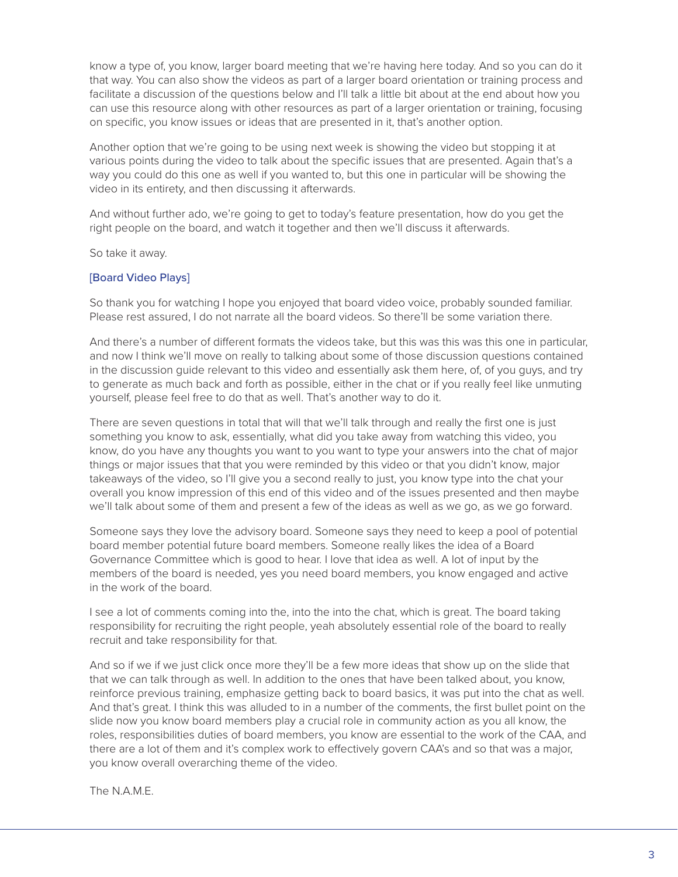know a type of, you know, larger board meeting that we're having here today. And so you can do it that way. You can also show the videos as part of a larger board orientation or training process and facilitate a discussion of the questions below and I'll talk a little bit about at the end about how you can use this resource along with other resources as part of a larger orientation or training, focusing on specific, you know issues or ideas that are presented in it, that's another option.

Another option that we're going to be using next week is showing the video but stopping it at various points during the video to talk about the specific issues that are presented. Again that's a way you could do this one as well if you wanted to, but this one in particular will be showing the video in its entirety, and then discussing it afterwards.

And without further ado, we're going to get to today's feature presentation, how do you get the right people on the board, and watch it together and then we'll discuss it afterwards.

So take it away.

[Board Video Plays]

So thank you for watching I hope you enjoyed that board video voice, probably sounded familiar. Please rest assured, I do not narrate all the board videos. So there'll be some variation there.

And there's a number of different formats the videos take, but this was this was this one in particular, and now I think we'll move on really to talking about some of those discussion questions contained in the discussion guide relevant to this video and essentially ask them here, of, of you guys, and try to generate as much back and forth as possible, either in the chat or if you really feel like unmuting yourself, please feel free to do that as well. That's another way to do it.

There are seven questions in total that will that we'll talk through and really the first one is just something you know to ask, essentially, what did you take away from watching this video, you know, do you have any thoughts you want to you want to type your answers into the chat of major things or major issues that that you were reminded by this video or that you didn't know, major takeaways of the video, so I'll give you a second really to just, you know type into the chat your overall you know impression of this end of this video and of the issues presented and then maybe we'll talk about some of them and present a few of the ideas as well as we go, as we go forward.

Someone says they love the advisory board. Someone says they need to keep a pool of potential board member potential future board members. Someone really likes the idea of a Board Governance Committee which is good to hear. I love that idea as well. A lot of input by the members of the board is needed, yes you need board members, you know engaged and active in the work of the board.

I see a lot of comments coming into the, into the into the chat, which is great. The board taking responsibility for recruiting the right people, yeah absolutely essential role of the board to really recruit and take responsibility for that.

And so if we if we just click once more they'll be a few more ideas that show up on the slide that that we can talk through as well. In addition to the ones that have been talked about, you know, reinforce previous training, emphasize getting back to board basics, it was put into the chat as well. And that's great. I think this was alluded to in a number of the comments, the first bullet point on the slide now you know board members play a crucial role in community action as you all know, the roles, responsibilities duties of board members, you know are essential to the work of the CAA, and there are a lot of them and it's complex work to effectively govern CAA's and so that was a major, you know overall overarching theme of the video.

The N.A.M.E.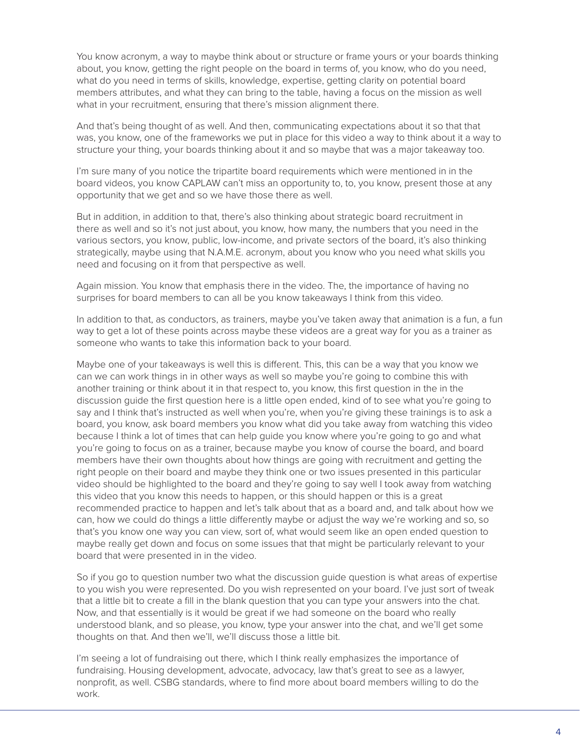You know acronym, a way to maybe think about or structure or frame yours or your boards thinking about, you know, getting the right people on the board in terms of, you know, who do you need, what do you need in terms of skills, knowledge, expertise, getting clarity on potential board members attributes, and what they can bring to the table, having a focus on the mission as well what in your recruitment, ensuring that there's mission alignment there.

And that's being thought of as well. And then, communicating expectations about it so that that was, you know, one of the frameworks we put in place for this video a way to think about it a way to structure your thing, your boards thinking about it and so maybe that was a major takeaway too.

I'm sure many of you notice the tripartite board requirements which were mentioned in in the board videos, you know CAPLAW can't miss an opportunity to, to, you know, present those at any opportunity that we get and so we have those there as well.

But in addition, in addition to that, there's also thinking about strategic board recruitment in there as well and so it's not just about, you know, how many, the numbers that you need in the various sectors, you know, public, low-income, and private sectors of the board, it's also thinking strategically, maybe using that N.A.M.E. acronym, about you know who you need what skills you need and focusing on it from that perspective as well.

Again mission. You know that emphasis there in the video. The, the importance of having no surprises for board members to can all be you know takeaways I think from this video.

In addition to that, as conductors, as trainers, maybe you've taken away that animation is a fun, a fun way to get a lot of these points across maybe these videos are a great way for you as a trainer as someone who wants to take this information back to your board.

Maybe one of your takeaways is well this is different. This, this can be a way that you know we can we can work things in in other ways as well so maybe you're going to combine this with another training or think about it in that respect to, you know, this first question in the in the discussion guide the first question here is a little open ended, kind of to see what you're going to say and I think that's instructed as well when you're, when you're giving these trainings is to ask a board, you know, ask board members you know what did you take away from watching this video because I think a lot of times that can help guide you know where you're going to go and what you're going to focus on as a trainer, because maybe you know of course the board, and board members have their own thoughts about how things are going with recruitment and getting the right people on their board and maybe they think one or two issues presented in this particular video should be highlighted to the board and they're going to say well I took away from watching this video that you know this needs to happen, or this should happen or this is a great recommended practice to happen and let's talk about that as a board and, and talk about how we can, how we could do things a little differently maybe or adjust the way we're working and so, so that's you know one way you can view, sort of, what would seem like an open ended question to maybe really get down and focus on some issues that that might be particularly relevant to your board that were presented in in the video.

So if you go to question number two what the discussion guide question is what areas of expertise to you wish you were represented. Do you wish represented on your board. I've just sort of tweak that a little bit to create a fill in the blank question that you can type your answers into the chat. Now, and that essentially is it would be great if we had someone on the board who really understood blank, and so please, you know, type your answer into the chat, and we'll get some thoughts on that. And then we'll, we'll discuss those a little bit.

I'm seeing a lot of fundraising out there, which I think really emphasizes the importance of fundraising. Housing development, advocate, advocacy, law that's great to see as a lawyer, nonprofit, as well. CSBG standards, where to find more about board members willing to do the work.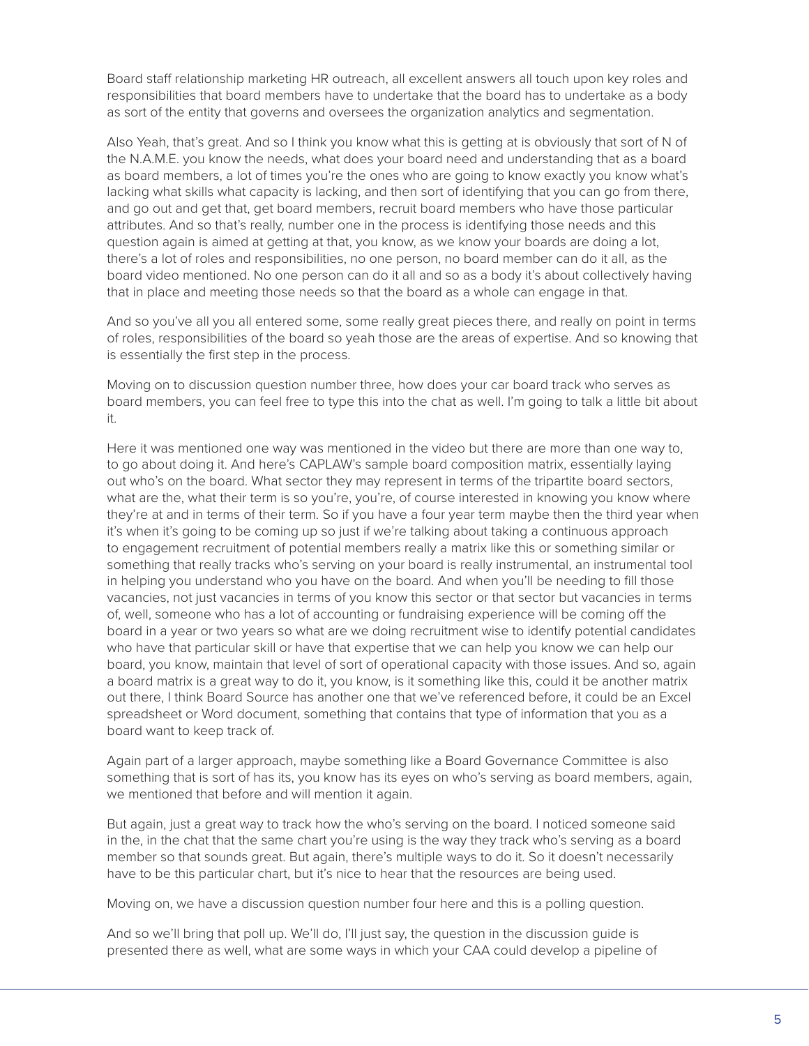Board staff relationship marketing HR outreach, all excellent answers all touch upon key roles and responsibilities that board members have to undertake that the board has to undertake as a body as sort of the entity that governs and oversees the organization analytics and segmentation.

Also Yeah, that's great. And so I think you know what this is getting at is obviously that sort of N of the N.A.M.E. you know the needs, what does your board need and understanding that as a board as board members, a lot of times you're the ones who are going to know exactly you know what's lacking what skills what capacity is lacking, and then sort of identifying that you can go from there, and go out and get that, get board members, recruit board members who have those particular attributes. And so that's really, number one in the process is identifying those needs and this question again is aimed at getting at that, you know, as we know your boards are doing a lot, there's a lot of roles and responsibilities, no one person, no board member can do it all, as the board video mentioned. No one person can do it all and so as a body it's about collectively having that in place and meeting those needs so that the board as a whole can engage in that.

And so you've all you all entered some, some really great pieces there, and really on point in terms of roles, responsibilities of the board so yeah those are the areas of expertise. And so knowing that is essentially the first step in the process.

Moving on to discussion question number three, how does your car board track who serves as board members, you can feel free to type this into the chat as well. I'm going to talk a little bit about it.

Here it was mentioned one way was mentioned in the video but there are more than one way to, to go about doing it. And here's CAPLAW's sample board composition matrix, essentially laying out who's on the board. What sector they may represent in terms of the tripartite board sectors, what are the, what their term is so you're, you're, of course interested in knowing you know where they're at and in terms of their term. So if you have a four year term maybe then the third year when it's when it's going to be coming up so just if we're talking about taking a continuous approach to engagement recruitment of potential members really a matrix like this or something similar or something that really tracks who's serving on your board is really instrumental, an instrumental tool in helping you understand who you have on the board. And when you'll be needing to fill those vacancies, not just vacancies in terms of you know this sector or that sector but vacancies in terms of, well, someone who has a lot of accounting or fundraising experience will be coming off the board in a year or two years so what are we doing recruitment wise to identify potential candidates who have that particular skill or have that expertise that we can help you know we can help our board, you know, maintain that level of sort of operational capacity with those issues. And so, again a board matrix is a great way to do it, you know, is it something like this, could it be another matrix out there, I think Board Source has another one that we've referenced before, it could be an Excel spreadsheet or Word document, something that contains that type of information that you as a board want to keep track of.

Again part of a larger approach, maybe something like a Board Governance Committee is also something that is sort of has its, you know has its eyes on who's serving as board members, again, we mentioned that before and will mention it again.

But again, just a great way to track how the who's serving on the board. I noticed someone said in the, in the chat that the same chart you're using is the way they track who's serving as a board member so that sounds great. But again, there's multiple ways to do it. So it doesn't necessarily have to be this particular chart, but it's nice to hear that the resources are being used.

Moving on, we have a discussion question number four here and this is a polling question.

And so we'll bring that poll up. We'll do, I'll just say, the question in the discussion guide is presented there as well, what are some ways in which your CAA could develop a pipeline of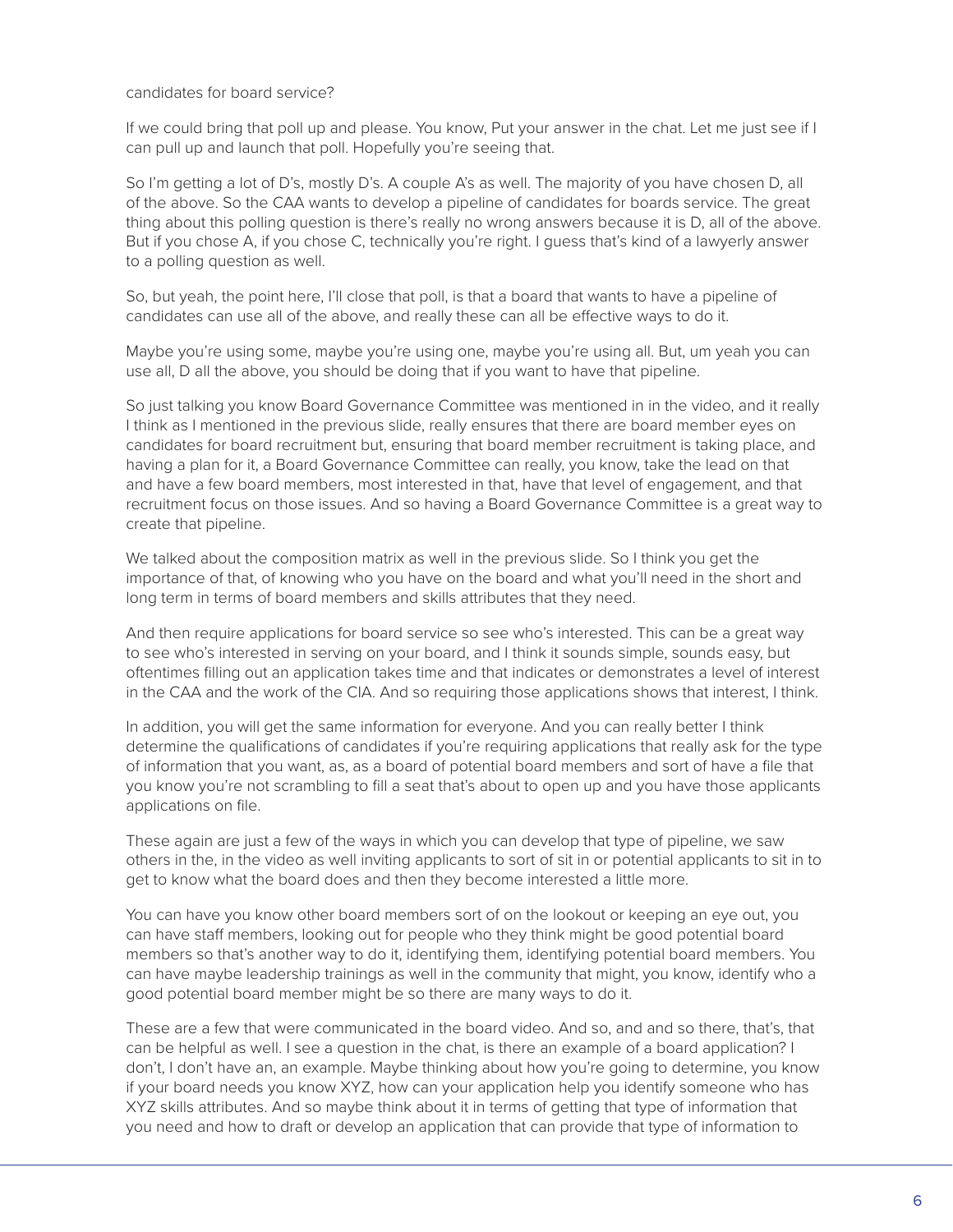candidates for board service?

If we could bring that poll up and please. You know, Put your answer in the chat. Let me just see if I can pull up and launch that poll. Hopefully you're seeing that.

So I'm getting a lot of D's, mostly D's. A couple A's as well. The majority of you have chosen D, all of the above. So the CAA wants to develop a pipeline of candidates for boards service. The great thing about this polling question is there's really no wrong answers because it is D, all of the above. But if you chose A, if you chose C, technically you're right. I guess that's kind of a lawyerly answer to a polling question as well.

So, but yeah, the point here, I'll close that poll, is that a board that wants to have a pipeline of candidates can use all of the above, and really these can all be effective ways to do it.

Maybe you're using some, maybe you're using one, maybe you're using all. But, um yeah you can use all, D all the above, you should be doing that if you want to have that pipeline.

So just talking you know Board Governance Committee was mentioned in in the video, and it really I think as I mentioned in the previous slide, really ensures that there are board member eyes on candidates for board recruitment but, ensuring that board member recruitment is taking place, and having a plan for it, a Board Governance Committee can really, you know, take the lead on that and have a few board members, most interested in that, have that level of engagement, and that recruitment focus on those issues. And so having a Board Governance Committee is a great way to create that pipeline.

We talked about the composition matrix as well in the previous slide. So I think you get the importance of that, of knowing who you have on the board and what you'll need in the short and long term in terms of board members and skills attributes that they need.

And then require applications for board service so see who's interested. This can be a great way to see who's interested in serving on your board, and I think it sounds simple, sounds easy, but oftentimes filling out an application takes time and that indicates or demonstrates a level of interest in the CAA and the work of the CIA. And so requiring those applications shows that interest, I think.

In addition, you will get the same information for everyone. And you can really better I think determine the qualifications of candidates if you're requiring applications that really ask for the type of information that you want, as, as a board of potential board members and sort of have a file that you know you're not scrambling to fill a seat that's about to open up and you have those applicants applications on file.

These again are just a few of the ways in which you can develop that type of pipeline, we saw others in the, in the video as well inviting applicants to sort of sit in or potential applicants to sit in to get to know what the board does and then they become interested a little more.

You can have you know other board members sort of on the lookout or keeping an eye out, you can have staff members, looking out for people who they think might be good potential board members so that's another way to do it, identifying them, identifying potential board members. You can have maybe leadership trainings as well in the community that might, you know, identify who a good potential board member might be so there are many ways to do it.

These are a few that were communicated in the board video. And so, and and so there, that's, that can be helpful as well. I see a question in the chat, is there an example of a board application? I don't, I don't have an, an example. Maybe thinking about how you're going to determine, you know if your board needs you know XYZ, how can your application help you identify someone who has XYZ skills attributes. And so maybe think about it in terms of getting that type of information that you need and how to draft or develop an application that can provide that type of information to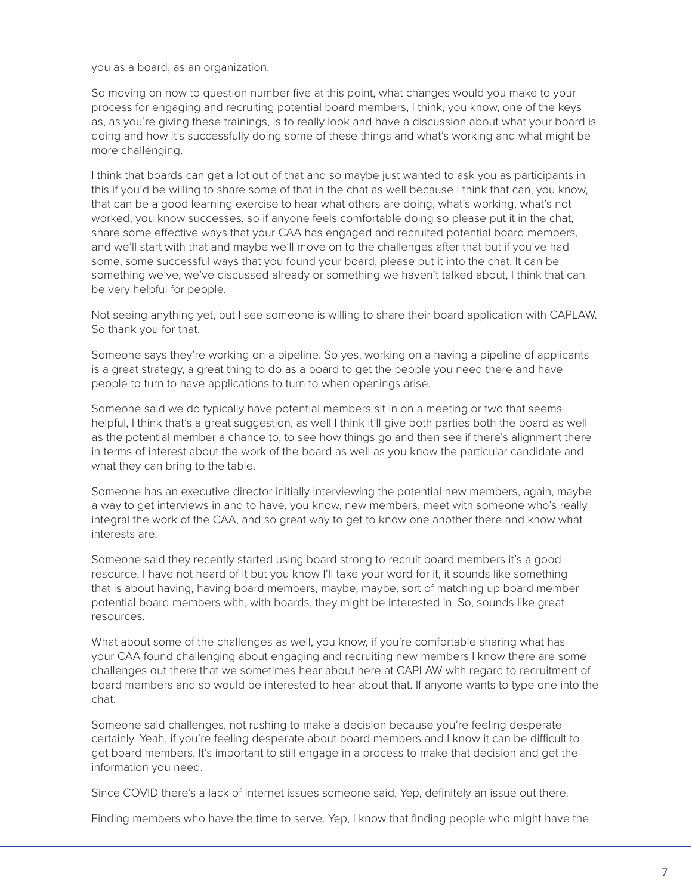you as a board, as an organization.

So moving on now to question number five at this point, what changes would you make to your process for engaging and recruiting potential board members, I think, you know, one of the keys as, as you're giving these trainings, is to really look and have a discussion about what your board is doing and how it's successfully doing some of these things and what's working and what might be more challenging.

I think that boards can get a lot out of that and so maybe just wanted to ask you as participants in this if you'd be willing to share some of that in the chat as well because I think that can, you know, that can be a good learning exercise to hear what others are doing, what's working, what's not worked, you know successes, so if anyone feels comfortable doing so please put it in the chat, share some effective ways that your CAA has engaged and recruited potential board members, and we'll start with that and maybe we'll move on to the challenges after that but if you've had some, some successful ways that you found your board, please put it into the chat. It can be something we've, we've discussed already or something we haven't talked about, I think that can be very helpful for people.

Not seeing anything yet, but I see someone is willing to share their board application with CAPLAW. So thank you for that.

Someone says they're working on a pipeline. So yes, working on a having a pipeline of applicants is a great strategy, a great thing to do as a board to get the people you need there and have people to turn to have applications to turn to when openings arise.

Someone said we do typically have potential members sit in on a meeting or two that seems helpful, I think that's a great suggestion, as well I think it'll give both parties both the board as well as the potential member a chance to, to see how things go and then see if there's alignment there in terms of interest about the work of the board as well as you know the particular candidate and what they can bring to the table.

Someone has an executive director initially interviewing the potential new members, again, maybe a way to get interviews in and to have, you know, new members, meet with someone who's really integral the work of the CAA, and so great way to get to know one another there and know what interests are.

Someone said they recently started using board strong to recruit board members it's a good resource, I have not heard of it but you know I'll take your word for it, it sounds like something that is about having, having board members, maybe, maybe, sort of matching up board member potential board members with, with boards, they might be interested in. So, sounds like great resources.

What about some of the challenges as well, you know, if you're comfortable sharing what has your CAA found challenging about engaging and recruiting new members I know there are some challenges out there that we sometimes hear about here at CAPLAW with regard to recruitment of board members and so would be interested to hear about that. If anyone wants to type one into the chat.

Someone said challenges, not rushing to make a decision because you're feeling desperate certainly. Yeah, if you're feeling desperate about board members and I know it can be difficult to get board members. It's important to still engage in a process to make that decision and get the information you need.

Since COVID there's a lack of internet issues someone said, Yep, definitely an issue out there.

Finding members who have the time to serve. Yep, I know that finding people who might have the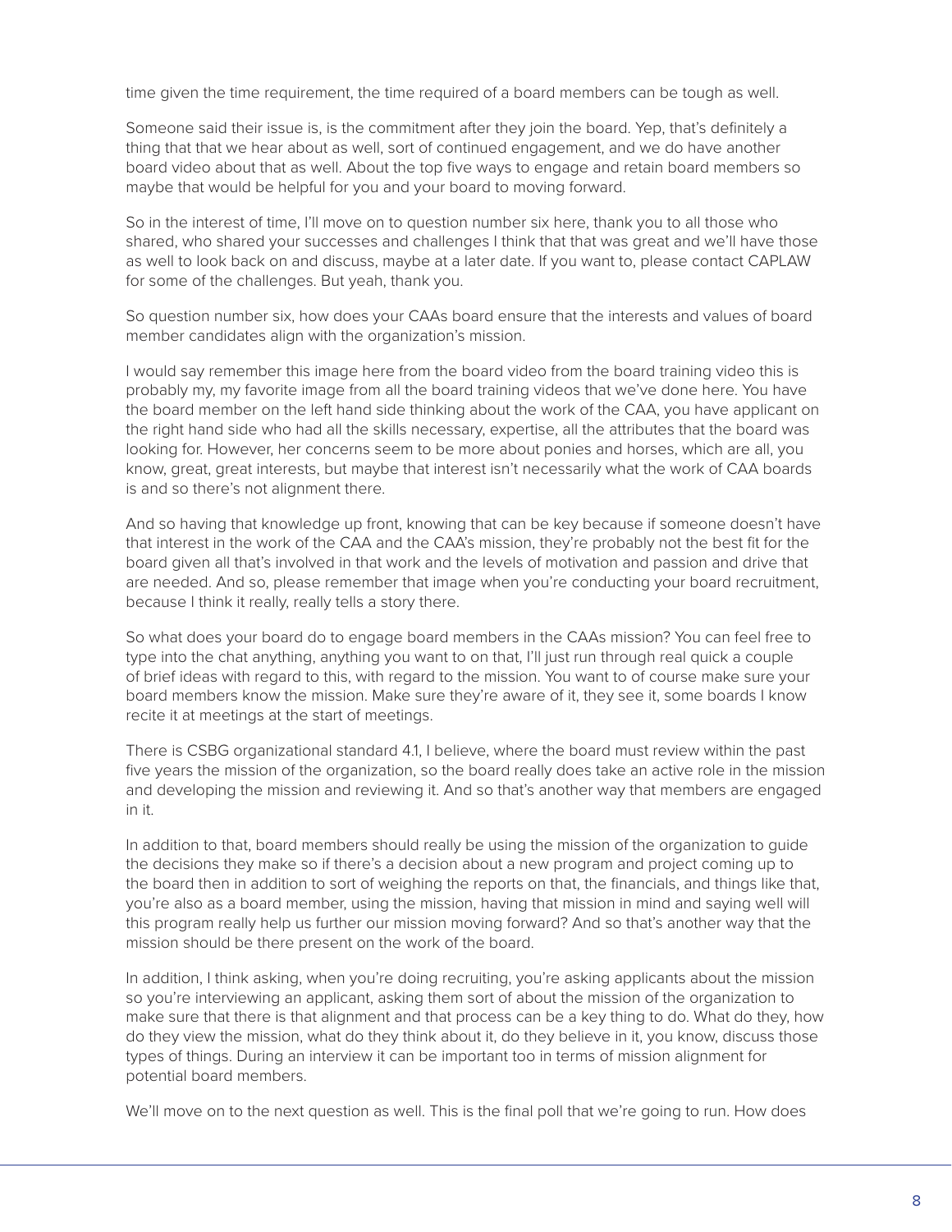time given the time requirement, the time required of a board members can be tough as well.

Someone said their issue is, is the commitment after they join the board. Yep, that's definitely a thing that that we hear about as well, sort of continued engagement, and we do have another board video about that as well. About the top five ways to engage and retain board members so maybe that would be helpful for you and your board to moving forward.

So in the interest of time, I'll move on to question number six here, thank you to all those who shared, who shared your successes and challenges I think that that was great and we'll have those as well to look back on and discuss, maybe at a later date. If you want to, please contact CAPLAW for some of the challenges. But yeah, thank you.

So question number six, how does your CAAs board ensure that the interests and values of board member candidates align with the organization's mission.

I would say remember this image here from the board video from the board training video this is probably my, my favorite image from all the board training videos that we've done here. You have the board member on the left hand side thinking about the work of the CAA, you have applicant on the right hand side who had all the skills necessary, expertise, all the attributes that the board was looking for. However, her concerns seem to be more about ponies and horses, which are all, you know, great, great interests, but maybe that interest isn't necessarily what the work of CAA boards is and so there's not alignment there.

And so having that knowledge up front, knowing that can be key because if someone doesn't have that interest in the work of the CAA and the CAA's mission, they're probably not the best fit for the board given all that's involved in that work and the levels of motivation and passion and drive that are needed. And so, please remember that image when you're conducting your board recruitment, because I think it really, really tells a story there.

So what does your board do to engage board members in the CAAs mission? You can feel free to type into the chat anything, anything you want to on that, I'll just run through real quick a couple of brief ideas with regard to this, with regard to the mission. You want to of course make sure your board members know the mission. Make sure they're aware of it, they see it, some boards I know recite it at meetings at the start of meetings.

There is CSBG organizational standard 4.1, I believe, where the board must review within the past five years the mission of the organization, so the board really does take an active role in the mission and developing the mission and reviewing it. And so that's another way that members are engaged in it.

In addition to that, board members should really be using the mission of the organization to guide the decisions they make so if there's a decision about a new program and project coming up to the board then in addition to sort of weighing the reports on that, the financials, and things like that, you're also as a board member, using the mission, having that mission in mind and saying well will this program really help us further our mission moving forward? And so that's another way that the mission should be there present on the work of the board.

In addition, I think asking, when you're doing recruiting, you're asking applicants about the mission so you're interviewing an applicant, asking them sort of about the mission of the organization to make sure that there is that alignment and that process can be a key thing to do. What do they, how do they view the mission, what do they think about it, do they believe in it, you know, discuss those types of things. During an interview it can be important too in terms of mission alignment for potential board members.

We'll move on to the next question as well. This is the final poll that we're going to run. How does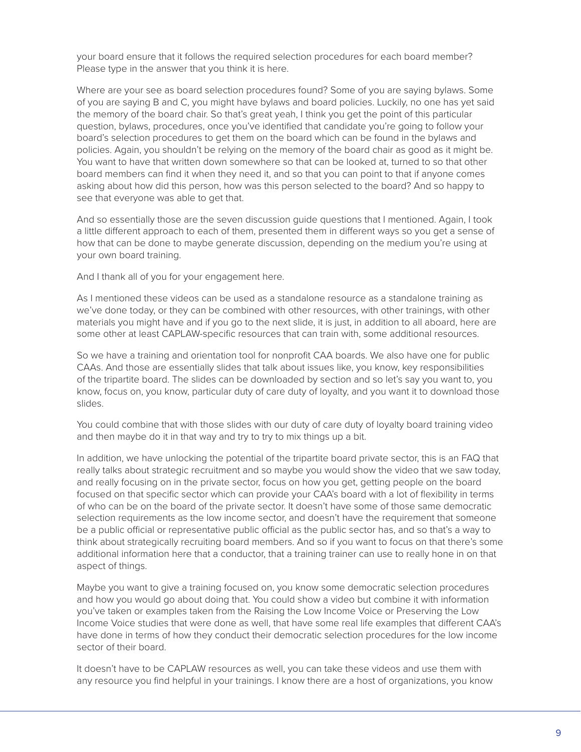your board ensure that it follows the required selection procedures for each board member? Please type in the answer that you think it is here.

Where are your see as board selection procedures found? Some of you are saying bylaws. Some of you are saying B and C, you might have bylaws and board policies. Luckily, no one has yet said the memory of the board chair. So that's great yeah, I think you get the point of this particular question, bylaws, procedures, once you've identified that candidate you're going to follow your board's selection procedures to get them on the board which can be found in the bylaws and policies. Again, you shouldn't be relying on the memory of the board chair as good as it might be. You want to have that written down somewhere so that can be looked at, turned to so that other board members can find it when they need it, and so that you can point to that if anyone comes asking about how did this person, how was this person selected to the board? And so happy to see that everyone was able to get that.

And so essentially those are the seven discussion guide questions that I mentioned. Again, I took a little different approach to each of them, presented them in different ways so you get a sense of how that can be done to maybe generate discussion, depending on the medium you're using at your own board training.

And I thank all of you for your engagement here.

As I mentioned these videos can be used as a standalone resource as a standalone training as we've done today, or they can be combined with other resources, with other trainings, with other materials you might have and if you go to the next slide, it is just, in addition to all aboard, here are some other at least CAPLAW-specific resources that can train with, some additional resources.

So we have a training and orientation tool for nonprofit CAA boards. We also have one for public CAAs. And those are essentially slides that talk about issues like, you know, key responsibilities of the tripartite board. The slides can be downloaded by section and so let's say you want to, you know, focus on, you know, particular duty of care duty of loyalty, and you want it to download those slides.

You could combine that with those slides with our duty of care duty of loyalty board training video and then maybe do it in that way and try to try to mix things up a bit.

In addition, we have unlocking the potential of the tripartite board private sector, this is an FAQ that really talks about strategic recruitment and so maybe you would show the video that we saw today, and really focusing on in the private sector, focus on how you get, getting people on the board focused on that specific sector which can provide your CAA's board with a lot of flexibility in terms of who can be on the board of the private sector. It doesn't have some of those same democratic selection requirements as the low income sector, and doesn't have the requirement that someone be a public official or representative public official as the public sector has, and so that's a way to think about strategically recruiting board members. And so if you want to focus on that there's some additional information here that a conductor, that a training trainer can use to really hone in on that aspect of things.

Maybe you want to give a training focused on, you know some democratic selection procedures and how you would go about doing that. You could show a video but combine it with information you've taken or examples taken from the Raising the Low Income Voice or Preserving the Low Income Voice studies that were done as well, that have some real life examples that different CAA's have done in terms of how they conduct their democratic selection procedures for the low income sector of their board.

It doesn't have to be CAPLAW resources as well, you can take these videos and use them with any resource you find helpful in your trainings. I know there are a host of organizations, you know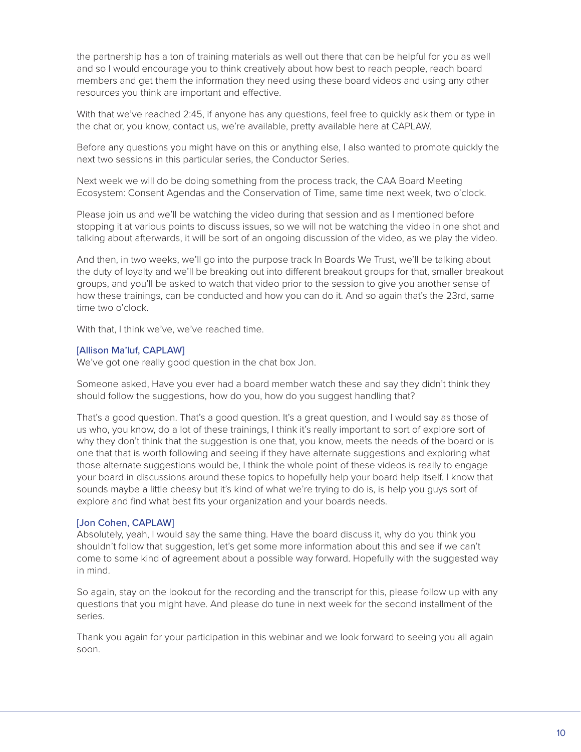the partnership has a ton of training materials as well out there that can be helpful for you as well and so I would encourage you to think creatively about how best to reach people, reach board members and get them the information they need using these board videos and using any other resources you think are important and effective.

With that we've reached 2:45, if anyone has any questions, feel free to quickly ask them or type in the chat or, you know, contact us, we're available, pretty available here at CAPLAW.

Before any questions you might have on this or anything else, I also wanted to promote quickly the next two sessions in this particular series, the Conductor Series.

Next week we will do be doing something from the process track, the CAA Board Meeting Ecosystem: Consent Agendas and the Conservation of Time, same time next week, two o'clock.

Please join us and we'll be watching the video during that session and as I mentioned before stopping it at various points to discuss issues, so we will not be watching the video in one shot and talking about afterwards, it will be sort of an ongoing discussion of the video, as we play the video.

And then, in two weeks, we'll go into the purpose track In Boards We Trust, we'll be talking about the duty of loyalty and we'll be breaking out into different breakout groups for that, smaller breakout groups, and you'll be asked to watch that video prior to the session to give you another sense of how these trainings, can be conducted and how you can do it. And so again that's the 23rd, same time two o'clock.

With that, I think we've, we've reached time.

[Allison Ma'luf, CAPLAW]
We've got one really good question in the chat box Jon.

Someone asked, Have you ever had a board member watch these and say they didn't think they should follow the suggestions, how do you, how do you suggest handling that?

That's a good question. That's a good question. It's a great question, and I would say as those of us who, you know, do a lot of these trainings, I think it's really important to sort of explore sort of why they don't think that the suggestion is one that, you know, meets the needs of the board or is one that that is worth following and seeing if they have alternate suggestions and exploring what those alternate suggestions would be, I think the whole point of these videos is really to engage your board in discussions around these topics to hopefully help your board help itself. I know that sounds maybe a little cheesy but it's kind of what we're trying to do is, is help you guys sort of explore and find what best fits your organization and your boards needs.

[Jon Cohen, CAPLAW]
Absolutely, yeah, I would say the same thing. Have the board discuss it, why do you think you shouldn't follow that suggestion, let's get some more information about this and see if we can't come to some kind of agreement about a possible way forward. Hopefully with the suggested way in mind.

So again, stay on the lookout for the recording and the transcript for this, please follow up with any questions that you might have. And please do tune in next week for the second installment of the series.

Thank you again for your participation in this webinar and we look forward to seeing you all again soon.